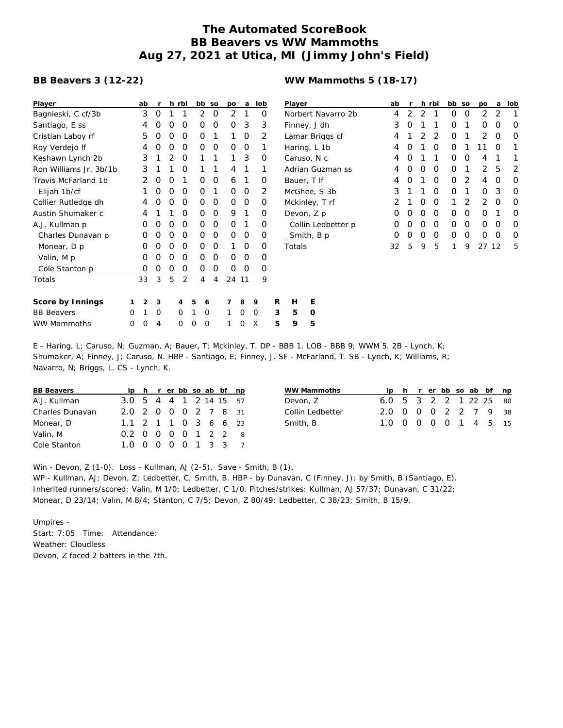# The Automated ScoreBook
# BB Beavers vs WW Mammoths
# Aug 27, 2021 at Utica, MI (Jimmy John's Field)

## BB Beavers 3 (12-22)

| Player | ab | r | h | rbi | bb | so | po | a | lob |
|---|---|---|---|---|---|---|---|---|---|
| Bagnieski, C cf/3b | 3 | 0 | 1 | 1 | 2 | 0 | 2 | 1 | 0 |
| Santiago, E ss | 4 | 0 | 0 | 0 | 0 | 0 | 0 | 3 | 3 |
| Cristian Laboy rf | 5 | 0 | 0 | 0 | 0 | 1 | 1 | 0 | 2 |
| Roy Verdejo lf | 4 | 0 | 0 | 0 | 0 | 0 | 0 | 0 | 1 |
| Keshawn Lynch 2b | 3 | 1 | 2 | 0 | 1 | 1 | 1 | 3 | 0 |
| Ron Williams Jr. 3b/1b | 3 | 1 | 1 | 0 | 1 | 1 | 4 | 1 | 1 |
| Travis McFarland 1b | 2 | 0 | 0 | 1 | 0 | 0 | 6 | 1 | 0 |
| Elijah 1b/cf | 1 | 0 | 0 | 0 | 0 | 1 | 0 | 0 | 2 |
| Collier Rutledge dh | 4 | 0 | 0 | 0 | 0 | 0 | 0 | 0 | 0 |
| Austin Shumaker c | 4 | 1 | 1 | 0 | 0 | 0 | 9 | 1 | 0 |
| A.J. Kullman p | 0 | 0 | 0 | 0 | 0 | 0 | 0 | 1 | 0 |
| Charles Dunavan p | 0 | 0 | 0 | 0 | 0 | 0 | 0 | 0 | 0 |
| Monear, D p | 0 | 0 | 0 | 0 | 0 | 0 | 1 | 0 | 0 |
| Valin, M p | 0 | 0 | 0 | 0 | 0 | 0 | 0 | 0 | 0 |
| Cole Stanton p | 0 | 0 | 0 | 0 | 0 | 0 | 0 | 0 | 0 |
| Totals | 33 | 3 | 5 | 2 | 4 | 4 | 24 | 11 | 9 |

## WW Mammoths 5 (18-17)

| Player | ab | r | h | rbi | bb | so | po | a | lob |
|---|---|---|---|---|---|---|---|---|---|
| Norbert Navarro 2b | 4 | 2 | 2 | 1 | 0 | 0 | 2 | 2 | 1 |
| Finney, J dh | 3 | 0 | 1 | 1 | 0 | 1 | 0 | 0 | 0 |
| Lamar Briggs cf | 4 | 1 | 2 | 2 | 0 | 1 | 2 | 0 | 0 |
| Haring, L 1b | 4 | 0 | 1 | 0 | 0 | 1 | 11 | 0 | 1 |
| Caruso, N c | 4 | 0 | 1 | 1 | 0 | 0 | 4 | 1 | 1 |
| Adrian Guzman ss | 4 | 0 | 0 | 0 | 0 | 1 | 2 | 5 | 2 |
| Bauer, T lf | 4 | 0 | 1 | 0 | 0 | 2 | 4 | 0 | 0 |
| McGhee, S 3b | 3 | 1 | 1 | 0 | 0 | 1 | 0 | 3 | 0 |
| Mckinley, T rf | 2 | 1 | 0 | 0 | 1 | 2 | 2 | 0 | 0 |
| Devon, Z p | 0 | 0 | 0 | 0 | 0 | 0 | 0 | 1 | 0 |
| Collin Ledbetter p | 0 | 0 | 0 | 0 | 0 | 0 | 0 | 0 | 0 |
| Smith, B p | 0 | 0 | 0 | 0 | 0 | 0 | 0 | 0 | 0 |
| Totals | 32 | 5 | 9 | 5 | 1 | 9 | 27 | 12 | 5 |

| Score by Innings | 1 | 2 | 3 | 4 | 5 | 6 | 7 | 8 | 9 | R | H | E |
|---|---|---|---|---|---|---|---|---|---|---|---|---|
| BB Beavers | 0 | 1 | 0 | 0 | 1 | 0 | 1 | 0 | 0 | 3 | 5 | 0 |
| WW Mammoths | 0 | 0 | 4 | 0 | 0 | 0 | 1 | 0 | X | 5 | 9 | 5 |

E - Haring, L; Caruso, N; Guzman, A; Bauer, T; Mckinley, T. DP - BBB 1. LOB - BBB 9; WWM 5. 2B - Lynch, K; Shumaker, A; Finney, J; Caruso, N. HBP - Santiago, E; Finney, J. SF - McFarland, T. SB - Lynch, K; Williams, R; Navarro, N; Briggs, L. CS - Lynch, K.

| BB Beavers | ip | h | r | er | bb | so | ab | bf | np |
|---|---|---|---|---|---|---|---|---|---|
| A.J. Kullman | 3.0 | 5 | 4 | 4 | 1 | 2 | 14 | 15 | 57 |
| Charles Dunavan | 2.0 | 2 | 0 | 0 | 0 | 2 | 7 | 8 | 31 |
| Monear, D | 1.1 | 2 | 1 | 1 | 0 | 3 | 6 | 6 | 23 |
| Valin, M | 0.2 | 0 | 0 | 0 | 0 | 1 | 2 | 2 | 8 |
| Cole Stanton | 1.0 | 0 | 0 | 0 | 0 | 1 | 3 | 3 | 7 |

| WW Mammoths | ip | h | r | er | bb | so | ab | bf | np |
|---|---|---|---|---|---|---|---|---|---|
| Devon, Z | 6.0 | 5 | 3 | 2 | 2 | 1 | 22 | 25 | 80 |
| Collin Ledbetter | 2.0 | 0 | 0 | 0 | 2 | 2 | 7 | 9 | 38 |
| Smith, B | 1.0 | 0 | 0 | 0 | 0 | 1 | 4 | 5 | 15 |

Win - Devon, Z (1-0). Loss - Kullman, AJ (2-5). Save - Smith, B (1).
WP - Kullman, AJ; Devon, Z; Ledbetter, C; Smith, B. HBP - by Dunavan, C (Finney, J); by Smith, B (Santiago, E).
Inherited runners/scored: Valin, M 1/0; Ledbetter, C 1/0. Pitches/strikes: Kullman, AJ 57/37; Dunavan, C 31/22; Monear, D 23/14; Valin, M 8/4; Stanton, C 7/5; Devon, Z 80/49; Ledbetter, C 38/23; Smith, B 15/9.

Umpires -
Start: 7:05 Time: Attendance:
Weather: Cloudless
Devon, Z faced 2 batters in the 7th.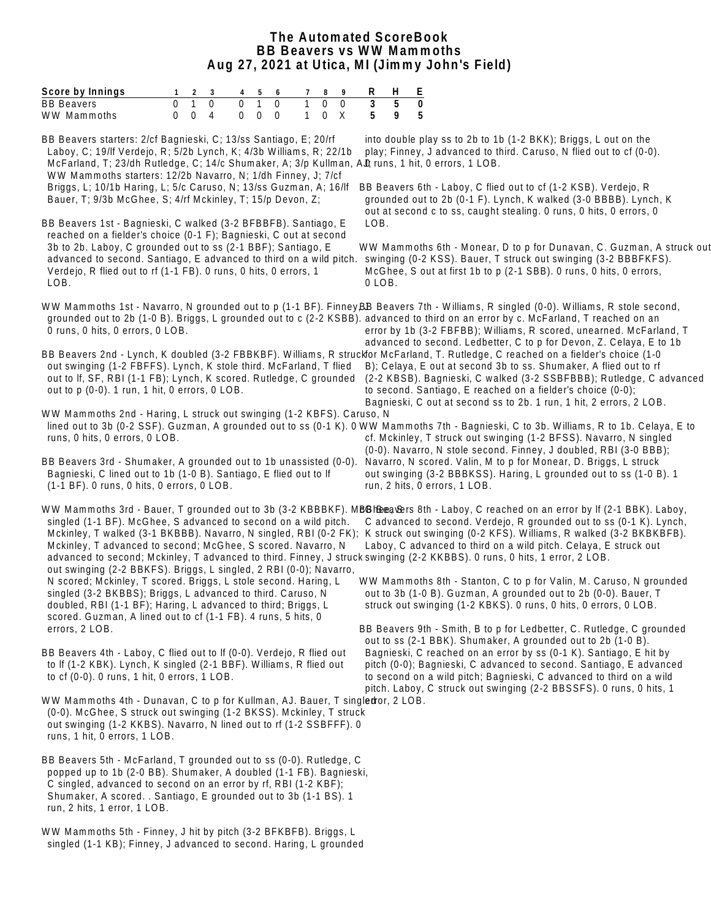# The Automated ScoreBook
## BB Beavers vs WW Mammoths
### Aug 27, 2021 at Utica, MI (Jimmy John's Field)

| Score by Innings | 1 | 2 | 3 | 4 | 5 | 6 | 7 | 8 | 9 | R | H | E |
|---|---|---|---|---|---|---|---|---|---|---|---|---|
| BB Beavers | 0 | 1 | 0 | 0 | 1 | 0 | 1 | 0 | 0 | 3 | 5 | 0 |
| WW Mammoths | 0 | 0 | 4 | 0 | 0 | 0 | 1 | 0 | X | 5 | 9 | 5 |

BB Beavers starters: 2/cf Bagnieski, C; 13/ss Santiago, E; 20/rf Laboy, C; 19/lf Verdejo, R; 5/2b Lynch, K; 4/3b Williams, R; 22/1b McFarland, T; 23/dh Rutledge, C; 14/c Shumaker, A; 3/p Kullman, AJ.
WW Mammoths starters: 12/2b Navarro, N; 1/dh Finney, J; 7/cf Briggs, L; 10/1b Haring, L; 5/c Caruso, N; 13/ss Guzman, A; 16/lf Bauer, T; 9/3b McGhee, S; 4/rf Mckinley, T; 15/p Devon, Z;

BB Beavers 1st - Bagnieski, C walked (3-2 BFBBFB). Santiago, E reached on a fielder's choice (0-1 F); Bagnieski, C out at second 3b to 2b. Laboy, C grounded out to ss (2-1 BBF); Santiago, E advanced to second. Santiago, E advanced to third on a wild pitch. Verdejo, R flied out to rf (1-1 FB). 0 runs, 0 hits, 0 errors, 1 LOB.

WW Mammoths 1st - Navarro, N grounded out to p (1-1 BF). Finney, J grounded out to 2b (1-0 B). Briggs, L grounded out to c (2-2 KSBB). 0 runs, 0 hits, 0 errors, 0 LOB.

BB Beavers 2nd - Lynch, K doubled (3-2 FBBKBF). Williams, R struck out swinging (1-2 FBFFS). Lynch, K stole third. McFarland, T flied out to lf, SF, RBI (1-1 FB); Lynch, K scored. Rutledge, C grounded out to p (0-0). 1 run, 1 hit, 0 errors, 0 LOB.

WW Mammoths 2nd - Haring, L struck out swinging (1-2 KBFS). Caruso, N lined out to 3b (0-2 SSF). Guzman, A grounded out to ss (0-1 K). 0 runs, 0 hits, 0 errors, 0 LOB.

BB Beavers 3rd - Shumaker, A grounded out to 1b unassisted (0-0). Bagnieski, C lined out to 1b (1-0 B). Santiago, E flied out to lf (1-1 BF). 0 runs, 0 hits, 0 errors, 0 LOB.

WW Mammoths 3rd - Bauer, T grounded out to 3b (3-2 KBBBKF). McGhee, S singled (1-1 BF). McGhee, S advanced to second on a wild pitch. Mckinley, T walked (3-1 BKBBB). Navarro, N singled, RBI (0-2 FK); Mckinley, T advanced to second; McGhee, S scored. Navarro, N advanced to second; Mckinley, T advanced to third. Finney, J struck out swinging (2-2 BBKFS). Briggs, L singled, 2 RBI (0-0); Navarro, N scored; Mckinley, T scored. Briggs, L stole second. Haring, L singled (3-2 BKBBS); Briggs, L advanced to third. Caruso, N doubled, RBI (1-1 BF); Haring, L advanced to third; Briggs, L scored. Guzman, A lined out to cf (1-1 FB). 4 runs, 5 hits, 0 errors, 2 LOB.

BB Beavers 4th - Laboy, C flied out to lf (0-0). Verdejo, R flied out to lf (1-2 KBK). Lynch, K singled (2-1 BBF). Williams, R flied out to cf (0-0). 0 runs, 1 hit, 0 errors, 1 LOB.

WW Mammoths 4th - Dunavan, C to p for Kullman, AJ. Bauer, T singled (0-0). McGhee, S struck out swinging (1-2 BKSS). Mckinley, T struck out swinging (1-2 KKBS). Navarro, N lined out to rf (1-2 SSBFFF). 0 runs, 1 hit, 0 errors, 1 LOB.

BB Beavers 5th - McFarland, T grounded out to ss (0-0). Rutledge, C popped up to 1b (2-0 BB). Shumaker, A doubled (1-1 FB). Bagnieski, C singled, advanced to second on an error by rf, RBI (1-2 KBF); Shumaker, A scored. . Santiago, E grounded out to 3b (1-1 BS). 1 run, 2 hits, 1 error, 1 LOB.

WW Mammoths 5th - Finney, J hit by pitch (3-2 BFKBFB). Briggs, L singled (1-1 KB); Finney, J advanced to second. Haring, L grounded into double play ss to 2b to 1b (1-2 BKK); Briggs, L out on the play; Finney, J advanced to third. Caruso, N flied out to cf (0-0). 0 runs, 1 hit, 0 errors, 1 LOB.

BB Beavers 6th - Laboy, C flied out to cf (1-2 KSB). Verdejo, R grounded out to 2b (0-1 F). Lynch, K walked (3-0 BBBB). Lynch, K out at second c to ss, caught stealing. 0 runs, 0 hits, 0 errors, 0 LOB.

WW Mammoths 6th - Monear, D to p for Dunavan, C. Guzman, A struck out swinging (0-2 KSS). Bauer, T struck out swinging (3-2 BBBFKFS). McGhee, S out at first 1b to p (2-1 SBB). 0 runs, 0 hits, 0 errors, 0 LOB.

BB Beavers 7th - Williams, R singled (0-0). Williams, R stole second, advanced to third on an error by c. McFarland, T reached on an error by 1b (3-2 FBFBB); Williams, R scored, unearned. McFarland, T advanced to second. Ledbetter, C to p for Devon, Z. Celaya, E to 1b for McFarland, T. Rutledge, C reached on a fielder's choice (1-0 B); Celaya, E out at second 3b to ss. Shumaker, A flied out to rf (2-2 KBSB). Bagnieski, C walked (3-2 SSBFBBB); Rutledge, C advanced to second. Santiago, E reached on a fielder's choice (0-0); Bagnieski, C out at second ss to 2b. 1 run, 1 hit, 2 errors, 2 LOB.

WW Mammoths 7th - Bagnieski, C to 3b. Williams, R to 1b. Celaya, E to cf. Mckinley, T struck out swinging (1-2 BFSS). Navarro, N singled (0-0). Navarro, N stole second. Finney, J doubled, RBI (3-0 BBB); Navarro, N scored. Valin, M to p for Monear, D. Briggs, L struck out swinging (3-2 BBBKSS). Haring, L grounded out to ss (1-0 B). 1 run, 2 hits, 0 errors, 1 LOB.

BB Beavers 8th - Laboy, C reached on an error by lf (2-1 BBK). Laboy, C advanced to second. Verdejo, R grounded out to ss (0-1 K). Lynch, K struck out swinging (0-2 KFS). Williams, R walked (3-2 BKBKBFB). Laboy, C advanced to third on a wild pitch. Celaya, E struck out swinging (2-2 KKBBS). 0 runs, 0 hits, 1 error, 2 LOB.

WW Mammoths 8th - Stanton, C to p for Valin, M. Caruso, N grounded out to 3b (1-0 B). Guzman, A grounded out to 2b (0-0). Bauer, T struck out swinging (1-2 KBKS). 0 runs, 0 hits, 0 errors, 0 LOB.

BB Beavers 9th - Smith, B to p for Ledbetter, C. Rutledge, C grounded out to ss (2-1 BBK). Shumaker, A grounded out to 2b (1-0 B). Bagnieski, C reached on an error by ss (0-1 K). Santiago, E hit by pitch (0-0); Bagnieski, C advanced to second. Santiago, E advanced to second on a wild pitch; Bagnieski, C advanced to third on a wild pitch. Laboy, C struck out swinging (2-2 BBSSFS). 0 runs, 0 hits, 1 error, 2 LOB.